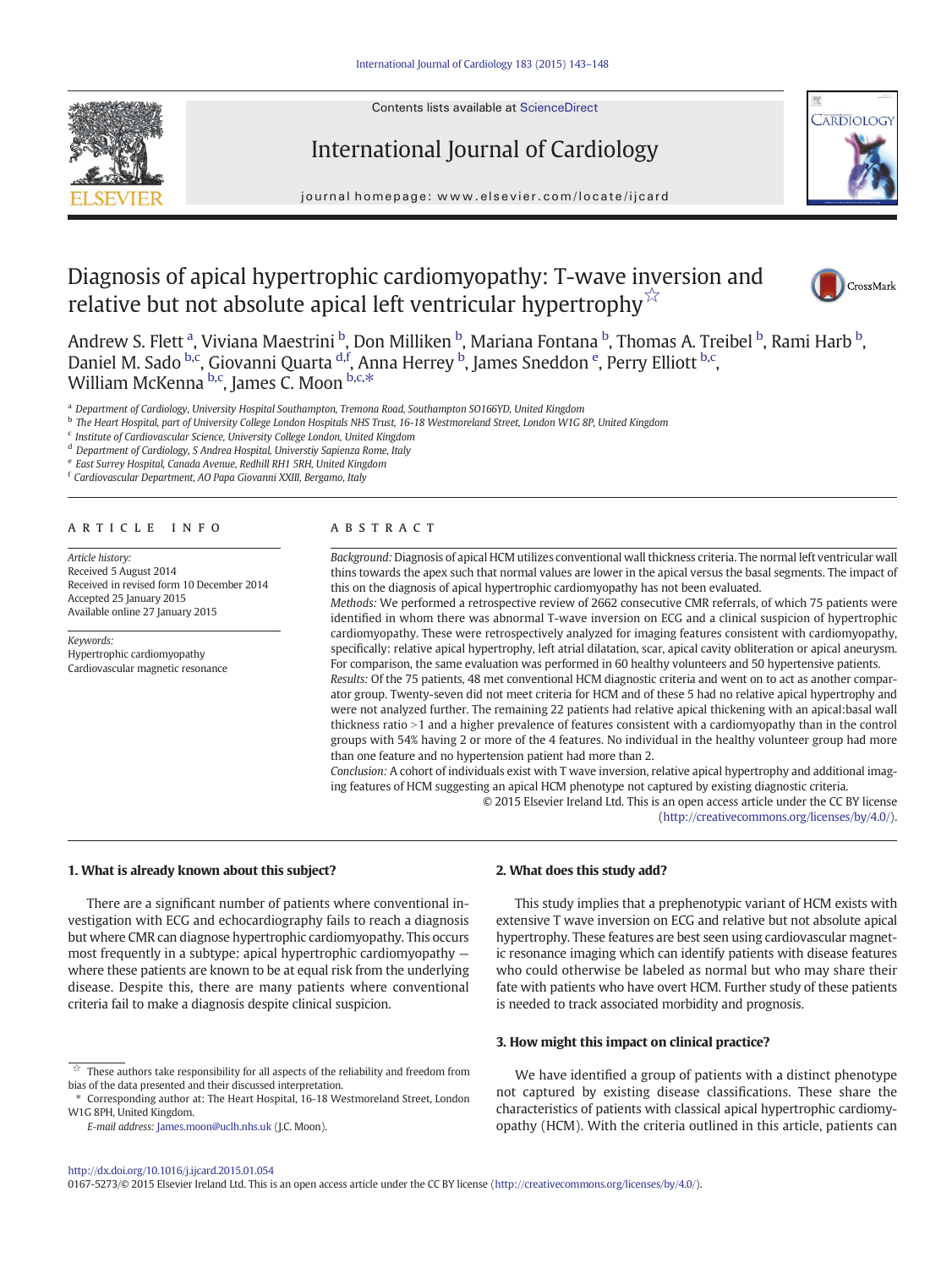# Diagnosis of apical hypertrophic cardiomyopathy: T-wave inversion and relative but not absolute apical left ventricular hypertrophy☆

Andrew S. Flett [a], Viviana Maestrini [b], Don Milliken [b], Mariana Fontana [b], Thomas A. Treibel [b], Rami Harb [b], Daniel M. Sado [b,c], Giovanni Quarta [d,f], Anna Herrey [b], James Sneddon [e], Perry Elliott [b,c], William McKenna [b,c], James C. Moon [b,c,*]

[a] Department of Cardiology, University Hospital Southampton, Tremona Road, Southampton SO166YD, United Kingdom
[b] The Heart Hospital, part of University College London Hospitals NHS Trust, 16-18 Westmoreland Street, London W1G 8P, United Kingdom
[c] Institute of Cardiovascular Science, University College London, United Kingdom
[d] Department of Cardiology, S Andrea Hospital, Universtiy Sapienza Rome, Italy
[e] East Surrey Hospital, Canada Avenue, Redhill RH1 5RH, United Kingdom
[f] Cardiovascular Department, AO Papa Giovanni XXIII, Bergamo, Italy

## ARTICLE INFO

*Article history:*
Received 5 August 2014
Received in revised form 10 December 2014
Accepted 25 January 2015
Available online 27 January 2015

*Keywords:*
Hypertrophic cardiomyopathy
Cardiovascular magnetic resonance

## ABSTRACT

*Background:* Diagnosis of apical HCM utilizes conventional wall thickness criteria. The normal left ventricular wall thins towards the apex such that normal values are lower in the apical versus the basal segments. The impact of this on the diagnosis of apical hypertrophic cardiomyopathy has not been evaluated.

*Methods:* We performed a retrospective review of 2662 consecutive CMR referrals, of which 75 patients were identified in whom there was abnormal T-wave inversion on ECG and a clinical suspicion of hypertrophic cardiomyopathy. These were retrospectively analyzed for imaging features consistent with cardiomyopathy, specifically: relative apical hypertrophy, left atrial dilatation, scar, apical cavity obliteration or apical aneurysm. For comparison, the same evaluation was performed in 60 healthy volunteers and 50 hypertensive patients.

*Results:* Of the 75 patients, 48 met conventional HCM diagnostic criteria and went on to act as another comparator group. Twenty-seven did not meet criteria for HCM and of these 5 had no relative apical hypertrophy and were not analyzed further. The remaining 22 patients had relative apical thickening with an apical:basal wall thickness ratio >1 and a higher prevalence of features consistent with a cardiomyopathy than in the control groups with 54% having 2 or more of the 4 features. No individual in the healthy volunteer group had more than one feature and no hypertension patient had more than 2.

*Conclusion:* A cohort of individuals exist with T wave inversion, relative apical hypertrophy and additional imaging features of HCM suggesting an apical HCM phenotype not captured by existing diagnostic criteria.

© 2015 Elsevier Ireland Ltd. This is an open access article under the CC BY license (http://creativecommons.org/licenses/by/4.0/).

### 1. What is already known about this subject?

There are a significant number of patients where conventional investigation with ECG and echocardiography fails to reach a diagnosis but where CMR can diagnose hypertrophic cardiomyopathy. This occurs most frequently in a subtype: apical hypertrophic cardiomyopathy — where these patients are known to be at equal risk from the underlying disease. Despite this, there are many patients where conventional criteria fail to make a diagnosis despite clinical suspicion.

### 2. What does this study add?

This study implies that a prephenotypic variant of HCM exists with extensive T wave inversion on ECG and relative but not absolute apical hypertrophy. These features are best seen using cardiovascular magnetic resonance imaging which can identify patients with disease features who could otherwise be labeled as normal but who may share their fate with patients who have overt HCM. Further study of these patients is needed to track associated morbidity and prognosis.

### 3. How might this impact on clinical practice?

We have identified a group of patients with a distinct phenotype not captured by existing disease classifications. These share the characteristics of patients with classical apical hypertrophic cardiomyopathy (HCM). With the criteria outlined in this article, patients can

☆ These authors take responsibility for all aspects of the reliability and freedom from bias of the data presented and their discussed interpretation.
* Corresponding author at: The Heart Hospital, 16-18 Westmoreland Street, London W1G 8PH, United Kingdom.
*E-mail address:* James.moon@uclh.nhs.uk (J.C. Moon).

http://dx.doi.org/10.1016/j.ijcard.2015.01.054
0167-5273/© 2015 Elsevier Ireland Ltd. This is an open access article under the CC BY license (http://creativecommons.org/licenses/by/4.0/).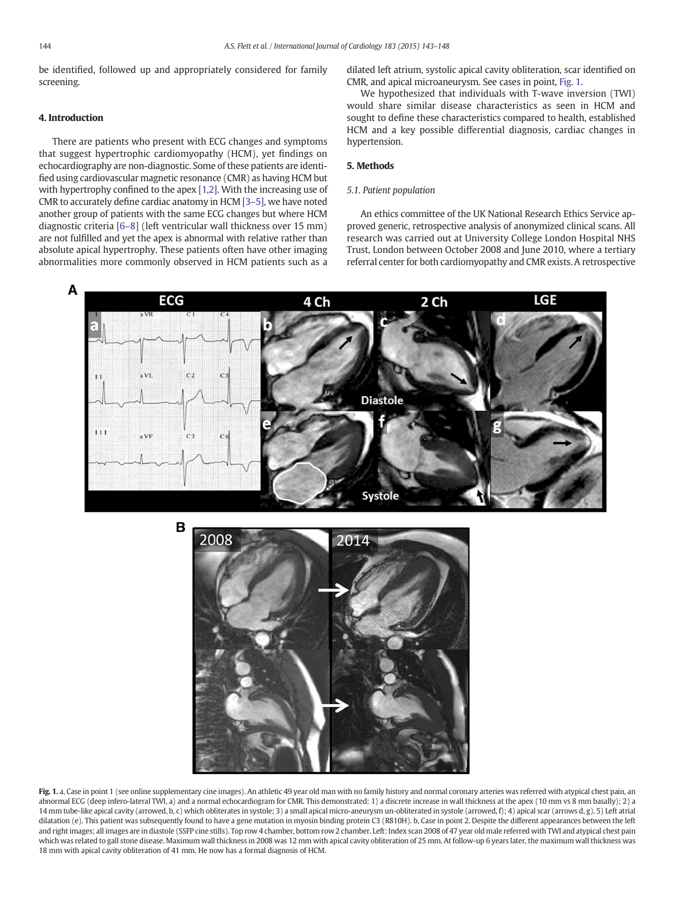be identified, followed up and appropriately considered for family screening.

## 4. Introduction

There are patients who present with ECG changes and symptoms that suggest hypertrophic cardiomyopathy (HCM), yet findings on echocardiography are non-diagnostic. Some of these patients are identified using cardiovascular magnetic resonance (CMR) as having HCM but with hypertrophy confined to the apex [1,2]. With the increasing use of CMR to accurately define cardiac anatomy in HCM [3–5], we have noted another group of patients with the same ECG changes but where HCM diagnostic criteria [6–8] (left ventricular wall thickness over 15 mm) are not fulfilled and yet the apex is abnormal with relative rather than absolute apical hypertrophy. These patients often have other imaging abnormalities more commonly observed in HCM patients such as a dilated left atrium, systolic apical cavity obliteration, scar identified on CMR, and apical microaneurysm. See cases in point, Fig. 1.

We hypothesized that individuals with T-wave inversion (TWI) would share similar disease characteristics as seen in HCM and sought to define these characteristics compared to health, established HCM and a key possible differential diagnosis, cardiac changes in hypertension.

## 5. Methods

### 5.1. Patient population

An ethics committee of the UK National Research Ethics Service approved generic, retrospective analysis of anonymized clinical scans. All research was carried out at University College London Hospital NHS Trust, London between October 2008 and June 2010, where a tertiary referral center for both cardiomyopathy and CMR exists. A retrospective

**Fig. 1.** a, Case in point 1 (see online supplementary cine images). An athletic 49 year old man with no family history and normal coronary arteries was referred with atypical chest pain, an abnormal ECG (deep infero-lateral TWI, a) and a normal echocardiogram for CMR. This demonstrated: 1) a discrete increase in wall thickness at the apex (10 mm vs 8 mm basally); 2) a 14 mm tube-like apical cavity (arrowed, b, c) which obliterates in systole; 3) a small apical micro-aneurysm un-obliterated in systole (arrowed, f); 4) apical scar (arrows d, g). 5) Left atrial dilatation (e). This patient was subsequently found to have a gene mutation in myosin binding protein C3 (R810H). b, Case in point 2. Despite the different appearances between the left and right images; all images are in diastole (SSFP cine stills). Top row 4 chamber, bottom row 2 chamber. Left: Index scan 2008 of 47 year old male referred with TWI and atypical chest pain which was related to gall stone disease. Maximum wall thickness in 2008 was 12 mm with apical cavity obliteration of 25 mm. At follow-up 6 years later, the maximum wall thickness was 18 mm with apical cavity obliteration of 41 mm. He now has a formal diagnosis of HCM.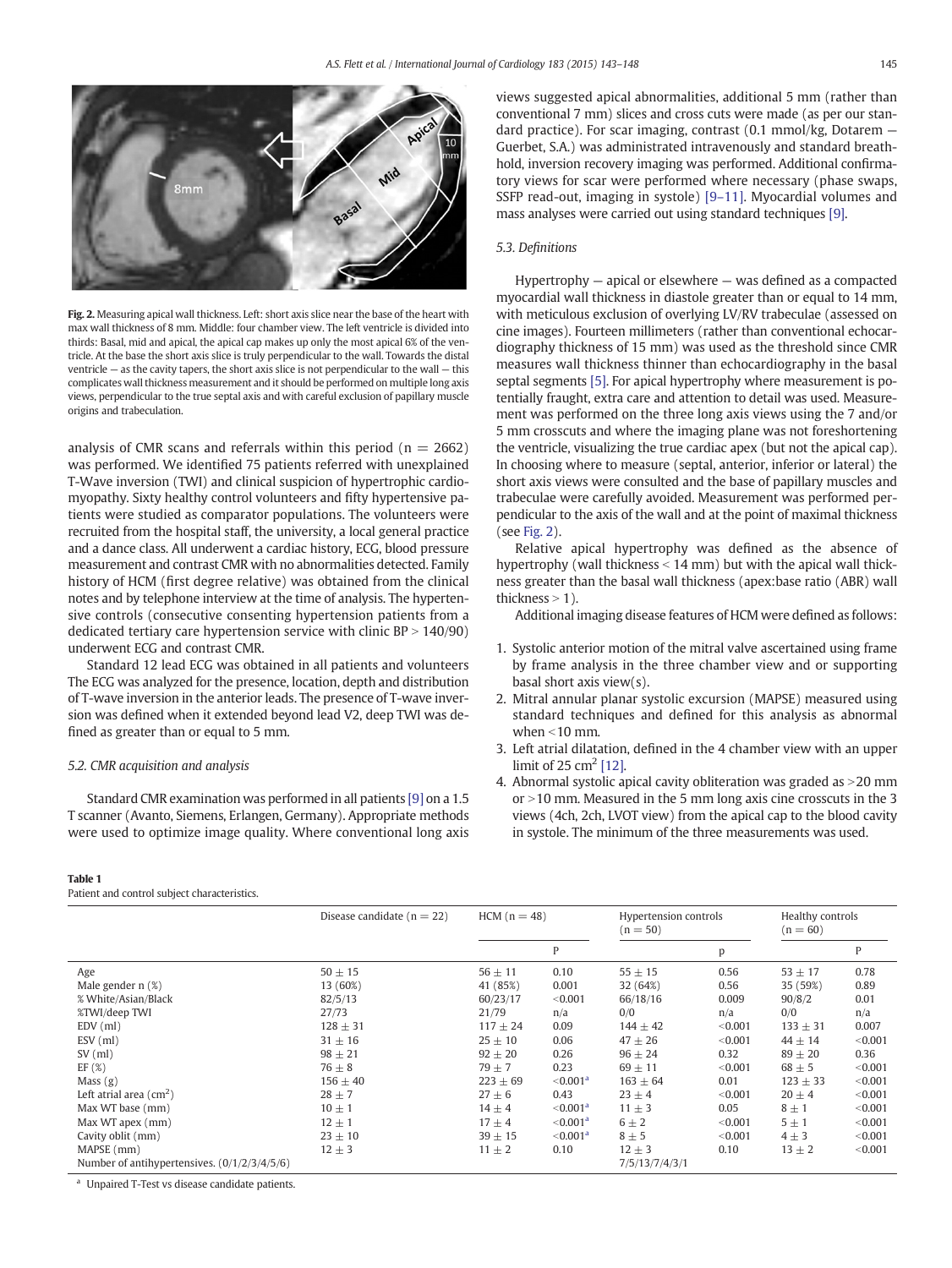Fig. 2. Measuring apical wall thickness. Left: short axis slice near the base of the heart with max wall thickness of 8 mm. Middle: four chamber view. The left ventricle is divided into thirds: Basal, mid and apical, the apical cap makes up only the most apical 6% of the ventricle. At the base the short axis slice is truly perpendicular to the wall. Towards the distal ventricle — as the cavity tapers, the short axis slice is not perpendicular to the wall — this complicates wall thickness measurement and it should be performed on multiple long axis views, perpendicular to the true septal axis and with careful exclusion of papillary muscle origins and trabeculation.

analysis of CMR scans and referrals within this period (n = 2662) was performed. We identified 75 patients referred with unexplained T-Wave inversion (TWI) and clinical suspicion of hypertrophic cardiomyopathy. Sixty healthy control volunteers and fifty hypertensive patients were studied as comparator populations. The volunteers were recruited from the hospital staff, the university, a local general practice and a dance class. All underwent a cardiac history, ECG, blood pressure measurement and contrast CMR with no abnormalities detected. Family history of HCM (first degree relative) was obtained from the clinical notes and by telephone interview at the time of analysis. The hypertensive controls (consecutive consenting hypertension patients from a dedicated tertiary care hypertension service with clinic BP > 140/90) underwent ECG and contrast CMR.

Standard 12 lead ECG was obtained in all patients and volunteers The ECG was analyzed for the presence, location, depth and distribution of T-wave inversion in the anterior leads. The presence of T-wave inversion was defined when it extended beyond lead V2, deep TWI was defined as greater than or equal to 5 mm.

### 5.2. CMR acquisition and analysis

Standard CMR examination was performed in all patients [9] on a 1.5 T scanner (Avanto, Siemens, Erlangen, Germany). Appropriate methods were used to optimize image quality. Where conventional long axis views suggested apical abnormalities, additional 5 mm (rather than conventional 7 mm) slices and cross cuts were made (as per our standard practice). For scar imaging, contrast (0.1 mmol/kg, Dotarem — Guerbet, S.A.) was administrated intravenously and standard breath-hold, inversion recovery imaging was performed. Additional confirmatory views for scar were performed where necessary (phase swaps, SSFP read-out, imaging in systole) [9–11]. Myocardial volumes and mass analyses were carried out using standard techniques [9].

### 5.3. Definitions

Hypertrophy — apical or elsewhere — was defined as a compacted myocardial wall thickness in diastole greater than or equal to 14 mm, with meticulous exclusion of overlying LV/RV trabeculae (assessed on cine images). Fourteen millimeters (rather than conventional echocardiography thickness of 15 mm) was used as the threshold since CMR measures wall thickness thinner than echocardiography in the basal septal segments [5]. For apical hypertrophy where measurement is potentially fraught, extra care and attention to detail was used. Measurement was performed on the three long axis views using the 7 and/or 5 mm crosscuts and where the imaging plane was not foreshortening the ventricle, visualizing the true cardiac apex (but not the apical cap). In choosing where to measure (septal, anterior, inferior or lateral) the short axis views were consulted and the base of papillary muscles and trabeculae were carefully avoided. Measurement was performed perpendicular to the axis of the wall and at the point of maximal thickness (see Fig. 2).

Relative apical hypertrophy was defined as the absence of hypertrophy (wall thickness < 14 mm) but with the apical wall thickness greater than the basal wall thickness (apex:base ratio (ABR) wall thickness > 1).

Additional imaging disease features of HCM were defined as follows:

1. Systolic anterior motion of the mitral valve ascertained using frame by frame analysis in the three chamber view and or supporting basal short axis view(s).
2. Mitral annular planar systolic excursion (MAPSE) measured using standard techniques and defined for this analysis as abnormal when <10 mm.
3. Left atrial dilatation, defined in the 4 chamber view with an upper limit of 25 cm$^2$ [12].
4. Abnormal systolic apical cavity obliteration was graded as >20 mm or >10 mm. Measured in the 5 mm long axis cine crosscuts in the 3 views (4ch, 2ch, LVOT view) from the apical cap to the blood cavity in systole. The minimum of the three measurements was used.

**Table 1**
Patient and control subject characteristics.

| | Disease candidate (n = 22) | HCM (n = 48) | | Hypertension controls (n = 50) | | Healthy controls (n = 60) | |
|---|---|---|---|---|---|---|---|
| | | | P | | p | | P |
| Age | 50 ± 15 | 56 ± 11 | 0.10 | 55 ± 15 | 0.56 | 53 ± 17 | 0.78 |
| Male gender n (%) | 13 (60%) | 41 (85%) | 0.001 | 32 (64%) | 0.56 | 35 (59%) | 0.89 |
| % White/Asian/Black | 82/5/13 | 60/23/17 | <0.001 | 66/18/16 | 0.009 | 90/8/2 | 0.01 |
| %TWI/deep TWI | 27/73 | 21/79 | n/a | 0/0 | n/a | 0/0 | n/a |
| EDV (ml) | 128 ± 31 | 117 ± 24 | 0.09 | 144 ± 42 | <0.001 | 133 ± 31 | 0.007 |
| ESV (ml) | 31 ± 16 | 25 ± 10 | 0.06 | 47 ± 26 | <0.001 | 44 ± 14 | <0.001 |
| SV (ml) | 98 ± 21 | 92 ± 20 | 0.26 | 96 ± 24 | 0.32 | 89 ± 20 | 0.36 |
| EF (%) | 76 ± 8 | 79 ± 7 | 0.23 | 69 ± 11 | <0.001 | 68 ± 5 | <0.001 |
| Mass (g) | 156 ± 40 | 223 ± 69 | <0.001[a] | 163 ± 64 | 0.01 | 123 ± 33 | <0.001 |
| Left atrial area (cm$^2$) | 28 ± 7 | 27 ± 6 | 0.43 | 23 ± 4 | <0.001 | 20 ± 4 | <0.001 |
| Max WT base (mm) | 10 ± 1 | 14 ± 4 | <0.001[a] | 11 ± 3 | 0.05 | 8 ± 1 | <0.001 |
| Max WT apex (mm) | 12 ± 1 | 17 ± 4 | <0.001[a] | 6 ± 2 | <0.001 | 5 ± 1 | <0.001 |
| Cavity oblit (mm) | 23 ± 10 | 39 ± 15 | <0.001[a] | 8 ± 5 | <0.001 | 4 ± 3 | <0.001 |
| MAPSE (mm) | 12 ± 3 | 11 ± 2 | 0.10 | 12 ± 3 | 0.10 | 13 ± 2 | <0.001 |
| Number of antihypertensives. (0/1/2/3/4/5/6) | | | | 7/5/13/7/4/3/1 | | | |

[a] Unpaired T-Test vs disease candidate patients.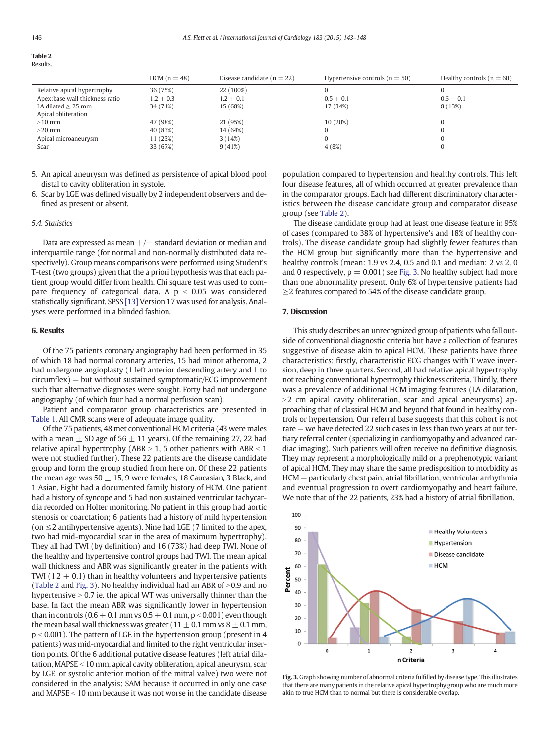**Table 2**
Results.

| | HCM (n = 48) | Disease candidate (n = 22) | Hypertensive controls (n = 50) | Healthy controls (n = 60) |
|---|---|---|---|---|
| Relative apical hypertrophy | 36 (75%) | 22 (100%) | 0 | 0 |
| Apex:base wall thickness ratio | 1.2 ± 0.3 | 1.2 ± 0.1 | 0.5 ± 0.1 | 0.6 ± 0.1 |
| LA dilated ≥ 25 mm | 34 (71%) | 15 (68%) | 17 (34%) | 8 (13%) |
| Apical obliteration | | | | |
| >10 mm | 47 (98%) | 21 (95%) | 10 (20%) | 0 |
| >20 mm | 40 (83%) | 14 (64%) | 0 | 0 |
| Apical microaneurysm | 11 (23%) | 3 (14%) | 0 | 0 |
| Scar | 33 (67%) | 9 (41%) | 4 (8%) | 0 |

5. An apical aneurysm was defined as persistence of apical blood pool distal to cavity obliteration in systole.
6. Scar by LGE was defined visually by 2 independent observers and defined as present or absent.

### 5.4. Statistics

Data are expressed as mean +/− standard deviation or median and interquartile range (for normal and non-normally distributed data respectively). Group means comparisons were performed using Student's T-test (two groups) given that the a priori hypothesis was that each patient group would differ from health. Chi square test was used to compare frequency of categorical data. A $p < 0.05$ was considered statistically significant. SPSS [13] Version 17 was used for analysis. Analyses were performed in a blinded fashion.

## 6. Results

Of the 75 patients coronary angiography had been performed in 35 of which 18 had normal coronary arteries, 15 had minor atheroma, 2 had undergone angioplasty (1 left anterior descending artery and 1 to circumflex) — but without sustained symptomatic/ECG improvement such that alternative diagnoses were sought. Forty had not undergone angiography (of which four had a normal perfusion scan).

Patient and comparator group characteristics are presented in Table 1. All CMR scans were of adequate image quality.

Of the 75 patients, 48 met conventional HCM criteria (43 were males with a mean ± SD age of 56 ± 11 years). Of the remaining 27, 22 had relative apical hypertrophy (ABR > 1, 5 other patients with ABR < 1 were not studied further). These 22 patients are the disease candidate group and form the group studied from here on. Of these 22 patients the mean age was 50 ± 15, 9 were females, 18 Caucasian, 3 Black, and 1 Asian. Eight had a documented family history of HCM. One patient had a history of syncope and 5 had non sustained ventricular tachycardia recorded on Holter monitoring. No patient in this group had aortic stenosis or coarctation; 6 patients had a history of mild hypertension (on ≤2 antihypertensive agents). Nine had LGE (7 limited to the apex, two had mid-myocardial scar in the area of maximum hypertrophy). They all had TWI (by definition) and 16 (73%) had deep TWI. None of the healthy and hypertensive control groups had TWI. The mean apical wall thickness and ABR was significantly greater in the patients with TWI (1.2 ± 0.1) than in healthy volunteers and hypertensive patients (Table 2 and Fig. 3). No healthy individual had an ABR of >0.9 and no hypertensive > 0.7 ie. the apical WT was universally thinner than the base. In fact the mean ABR was significantly lower in hypertension than in controls (0.6 ± 0.1 mm vs 0.5 ± 0.1 mm, $p < 0.001$) even though the mean basal wall thickness was greater (11 ± 0.1 mm vs 8 ± 0.1 mm, $p < 0.001$). The pattern of LGE in the hypertension group (present in 4 patients) was mid-myocardial and limited to the right ventricular insertion points. Of the 6 additional putative disease features (left atrial dilatation, MAPSE < 10 mm, apical cavity obliteration, apical aneurysm, scar by LGE, or systolic anterior motion of the mitral valve) two were not considered in the analysis: SAM because it occurred in only one case and MAPSE < 10 mm because it was not worse in the candidate disease population compared to hypertension and healthy controls. This left four disease features, all of which occurred at greater prevalence than in the comparator groups. Each had different discriminatory characteristics between the disease candidate group and comparator disease group (see Table 2).

The disease candidate group had at least one disease feature in 95% of cases (compared to 38% of hypertensive's and 18% of healthy controls). The disease candidate group had slightly fewer features than the HCM group but significantly more than the hypertensive and healthy controls (mean: 1.9 vs 2.4, 0.5 and 0.1 and median: 2 vs 2, 0 and 0 respectively, $p = 0.001$) see Fig. 3. No healthy subject had more than one abnormality present. Only 6% of hypertensive patients had ≥2 features compared to 54% of the disease candidate group.

## 7. Discussion

This study describes an unrecognized group of patients who fall outside of conventional diagnostic criteria but have a collection of features suggestive of disease akin to apical HCM. These patients have three characteristics: firstly, characteristic ECG changes with T wave inversion, deep in three quarters. Second, all had relative apical hypertrophy not reaching conventional hypertrophy thickness criteria. Thirdly, there was a prevalence of additional HCM imaging features (LA dilatation, >2 cm apical cavity obliteration, scar and apical aneurysms) approaching that of classical HCM and beyond that found in healthy controls or hypertension. Our referral base suggests that this cohort is not rare — we have detected 22 such cases in less than two years at our tertiary referral center (specializing in cardiomyopathy and advanced cardiac imaging). Such patients will often receive no definitive diagnosis. They may represent a morphologically mild or a prephenotypic variant of apical HCM. They may share the same predisposition to morbidity as HCM — particularly chest pain, atrial fibrillation, ventricular arrhythmia and eventual progression to overt cardiomyopathy and heart failure. We note that of the 22 patients, 23% had a history of atrial fibrillation.

**Fig. 3.** Graph showing number of abnormal criteria fulfilled by disease type. This illustrates that there are many patients in the relative apical hypertrophy group who are much more akin to true HCM than to normal but there is considerable overlap.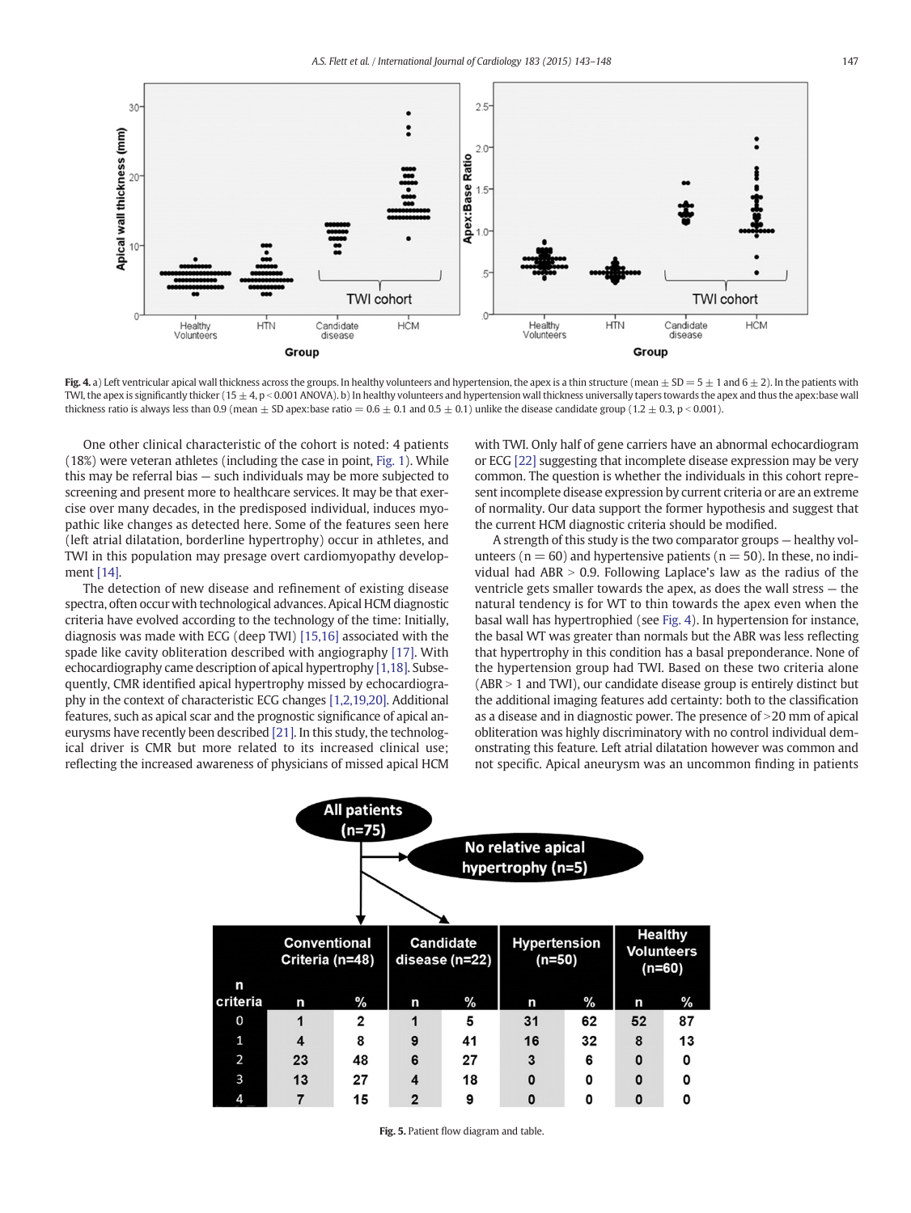Fig. 4. a) Left ventricular apical wall thickness across the groups. In healthy volunteers and hypertension, the apex is a thin structure (mean ± SD = 5 ± 1 and 6 ± 2). In the patients with TWI, the apex is significantly thicker (15 ± 4, p < 0.001 ANOVA). b) In healthy volunteers and hypertension wall thickness universally tapers towards the apex and thus the apex:base wall thickness ratio is always less than 0.9 (mean ± SD apex:base ratio = 0.6 ± 0.1 and 0.5 ± 0.1) unlike the disease candidate group (1.2 ± 0.3, p < 0.001).

One other clinical characteristic of the cohort is noted: 4 patients (18%) were veteran athletes (including the case in point, Fig. 1). While this may be referral bias — such individuals may be more subjected to screening and present more to healthcare services. It may be that exercise over many decades, in the predisposed individual, induces myopathic like changes as detected here. Some of the features seen here (left atrial dilatation, borderline hypertrophy) occur in athletes, and TWI in this population may presage overt cardiomyopathy development [14].

The detection of new disease and refinement of existing disease spectra, often occur with technological advances. Apical HCM diagnostic criteria have evolved according to the technology of the time: Initially, diagnosis was made with ECG (deep TWI) [15,16] associated with the spade like cavity obliteration described with angiography [17]. With echocardiography came description of apical hypertrophy [1,18]. Subsequently, CMR identified apical hypertrophy missed by echocardiography in the context of characteristic ECG changes [1,2,19,20]. Additional features, such as apical scar and the prognostic significance of apical aneurysms have recently been described [21]. In this study, the technological driver is CMR but more related to its increased clinical use; reflecting the increased awareness of physicians of missed apical HCM with TWI. Only half of gene carriers have an abnormal echocardiogram or ECG [22] suggesting that incomplete disease expression may be very common. The question is whether the individuals in this cohort represent incomplete disease expression by current criteria or are an extreme of normality. Our data support the former hypothesis and suggest that the current HCM diagnostic criteria should be modified.

A strength of this study is the two comparator groups — healthy volunteers (n = 60) and hypertensive patients (n = 50). In these, no individual had ABR > 0.9. Following Laplace's law as the radius of the ventricle gets smaller towards the apex, as does the wall stress — the natural tendency is for WT to thin towards the apex even when the basal wall has hypertrophied (see Fig. 4). In hypertension for instance, the basal WT was greater than normals but the ABR was less reflecting that hypertrophy in this condition has a basal preponderance. None of the hypertension group had TWI. Based on these two criteria alone (ABR > 1 and TWI), our candidate disease group is entirely distinct but the additional imaging features add certainty: both to the classification as a disease and in diagnostic power. The presence of >20 mm of apical obliteration was highly discriminatory with no control individual demonstrating this feature. Left atrial dilatation however was common and not specific. Apical aneurysm was an uncommon finding in patients

All patients (n=75) → No relative apical hypertrophy (n=5)

| n criteria | Conventional Criteria (n=48) | | Candidate disease (n=22) | | Hypertension (n=50) | | Healthy Volunteers (n=60) | |
|---|---|---|---|---|---|---|---|---|
| | n | % | n | % | n | % | n | % |
| 0 | 1 | 2 | 1 | 5 | 31 | 62 | 52 | 87 |
| 1 | 4 | 8 | 9 | 41 | 16 | 32 | 8 | 13 |
| 2 | 23 | 48 | 6 | 27 | 3 | 6 | 0 | 0 |
| 3 | 13 | 27 | 4 | 18 | 0 | 0 | 0 | 0 |
| 4 | 7 | 15 | 2 | 9 | 0 | 0 | 0 | 0 |

Fig. 5. Patient flow diagram and table.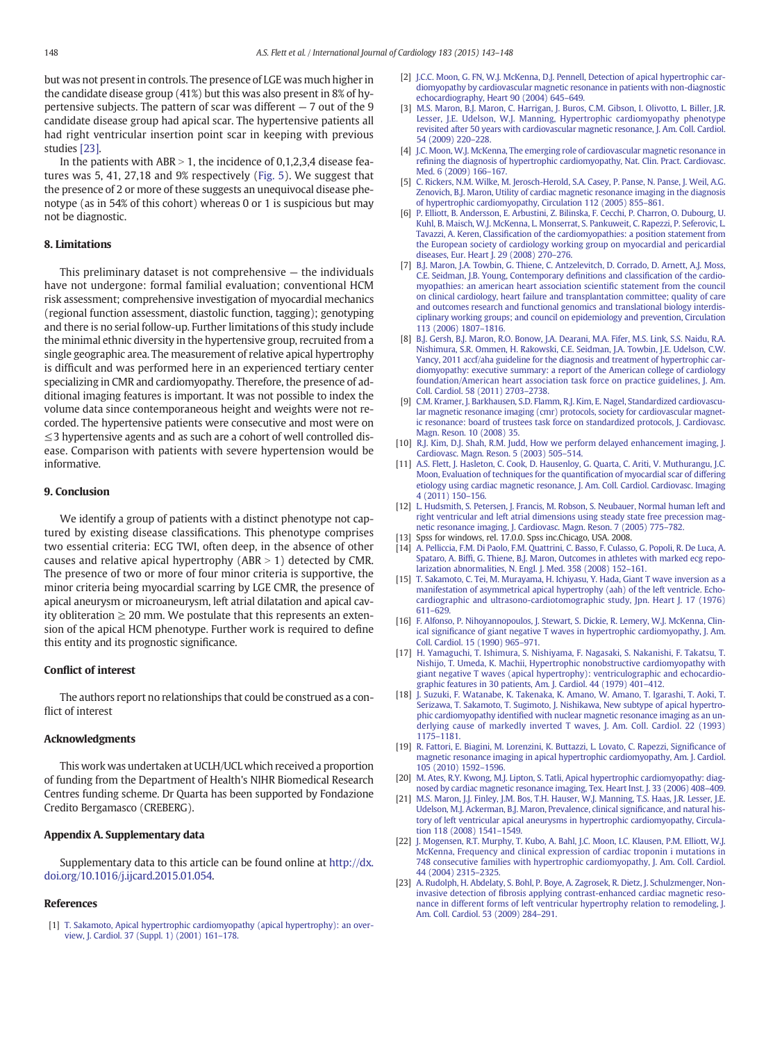but was not present in controls. The presence of LGE was much higher in the candidate disease group (41%) but this was also present in 8% of hypertensive subjects. The pattern of scar was different — 7 out of the 9 candidate disease group had apical scar. The hypertensive patients all had right ventricular insertion point scar in keeping with previous studies [23].

In the patients with ABR > 1, the incidence of 0,1,2,3,4 disease features was 5, 41, 27,18 and 9% respectively (Fig. 5). We suggest that the presence of 2 or more of these suggests an unequivocal disease phenotype (as in 54% of this cohort) whereas 0 or 1 is suspicious but may not be diagnostic.

## 8. Limitations

This preliminary dataset is not comprehensive — the individuals have not undergone: formal familial evaluation; conventional HCM risk assessment; comprehensive investigation of myocardial mechanics (regional function assessment, diastolic function, tagging); genotyping and there is no serial follow-up. Further limitations of this study include the minimal ethnic diversity in the hypertensive group, recruited from a single geographic area. The measurement of relative apical hypertrophy is difficult and was performed here in an experienced tertiary center specializing in CMR and cardiomyopathy. Therefore, the presence of additional imaging features is important. It was not possible to index the volume data since contemporaneous height and weights were not recorded. The hypertensive patients were consecutive and most were on ≤3 hypertensive agents and as such are a cohort of well controlled disease. Comparison with patients with severe hypertension would be informative.

## 9. Conclusion

We identify a group of patients with a distinct phenotype not captured by existing disease classifications. This phenotype comprises two essential criteria: ECG TWI, often deep, in the absence of other causes and relative apical hypertrophy (ABR > 1) detected by CMR. The presence of two or more of four minor criteria is supportive, the minor criteria being myocardial scarring by LGE CMR, the presence of apical aneurysm or microaneurysm, left atrial dilatation and apical cavity obliteration ≥ 20 mm. We postulate that this represents an extension of the apical HCM phenotype. Further work is required to define this entity and its prognostic significance.

## Conflict of interest

The authors report no relationships that could be construed as a conflict of interest

## Acknowledgments

This work was undertaken at UCLH/UCL which received a proportion of funding from the Department of Health's NIHR Biomedical Research Centres funding scheme. Dr Quarta has been supported by Fondazione Credito Bergamasco (CREBERG).

## Appendix A. Supplementary data

Supplementary data to this article can be found online at http://dx.doi.org/10.1016/j.ijcard.2015.01.054.

## References

[1] T. Sakamoto, Apical hypertrophic cardiomyopathy (apical hypertrophy): an overview, J. Cardiol. 37 (Suppl. 1) (2001) 161–178.

[2] J.C.C. Moon, G. FN, W.J. McKenna, D.J. Pennell, Detection of apical hypertrophic cardiomyopathy by cardiovascular magnetic resonance in patients with non-diagnostic echocardiography, Heart 90 (2004) 645–649.

[3] M.S. Maron, B.J. Maron, C. Harrigan, J. Buros, C.M. Gibson, I. Olivotto, L. Biller, J.R. Lesser, J.E. Udelson, W.J. Manning, Hypertrophic cardiomyopathy phenotype revisited after 50 years with cardiovascular magnetic resonance, J. Am. Coll. Cardiol. 54 (2009) 220–228.

[4] J.C. Moon, W.J. McKenna, The emerging role of cardiovascular magnetic resonance in refining the diagnosis of hypertrophic cardiomyopathy, Nat. Clin. Pract. Cardiovasc. Med. 6 (2009) 166–167.

[5] C. Rickers, N.M. Wilke, M. Jerosch-Herold, S.A. Casey, P. Panse, N. Panse, J. Weil, A.G. Zenovich, B.J. Maron, Utility of cardiac magnetic resonance imaging in the diagnosis of hypertrophic cardiomyopathy, Circulation 112 (2005) 855–861.

[6] P. Elliott, B. Andersson, E. Arbustini, Z. Bilinska, F. Cecchi, P. Charron, O. Dubourg, U. Kuhl, B. Maisch, W.J. McKenna, L. Monserrat, S. Pankuweit, C. Rapezzi, P. Seferovic, L. Tavazzi, A. Keren, Classification of the cardiomyopathies: a position statement from the European society of cardiology working group on myocardial and pericardial diseases, Eur. Heart J. 29 (2008) 270–276.

[7] B.J. Maron, J.A. Towbin, G. Thiene, C. Antzelevitch, D. Corrado, D. Arnett, A.J. Moss, C.E. Seidman, J.B. Young, Contemporary definitions and classification of the cardiomyopathies: an american heart association scientific statement from the council on clinical cardiology, heart failure and transplantation committee; quality of care and outcomes research and functional genomics and translational biology interdisciplinary working groups; and council on epidemiology and prevention, Circulation 113 (2006) 1807–1816.

[8] B.J. Gersh, B.J. Maron, R.O. Bonow, J.A. Dearani, M.A. Fifer, M.S. Link, S.S. Naidu, R.A. Nishimura, S.R. Ommen, H. Rakowski, C.E. Seidman, J.A. Towbin, J.E. Udelson, C.W. Yancy, 2011 accf/aha guideline for the diagnosis and treatment of hypertrophic cardiomyopathy: executive summary: a report of the American college of cardiology foundation/American heart association task force on practice guidelines, J. Am. Coll. Cardiol. 58 (2011) 2703–2738.

[9] C.M. Kramer, J. Barkhausen, S.D. Flamm, R.J. Kim, E. Nagel, Standardized cardiovascular magnetic resonance imaging (cmr) protocols, society for cardiovascular magnetic resonance: board of trustees task force on standardized protocols, J. Cardiovasc. Magn. Reson. 10 (2008) 35.

[10] R.J. Kim, D.J. Shah, R.M. Judd, How we perform delayed enhancement imaging, J. Cardiovasc. Magn. Reson. 5 (2003) 505–514.

[11] A.S. Flett, J. Hasleton, C. Cook, D. Hausenloy, G. Quarta, C. Ariti, V. Muthurangu, J.C. Moon, Evaluation of techniques for the quantification of myocardial scar of differing etiology using cardiac magnetic resonance, J. Am. Coll. Cardiol. Cardiovasc. Imaging 4 (2011) 150–156.

[12] L. Hudsmith, S. Petersen, J. Francis, M. Robson, S. Neubauer, Normal human left and right ventricular and left atrial dimensions using steady state free precession magnetic resonance imaging, J. Cardiovasc. Magn. Reson. 7 (2005) 775–782.

[13] Spss for windows, rel. 17.0.0. Spss inc.Chicago, USA. 2008.

[14] A. Pelliccia, F.M. Di Paolo, F.M. Quattrini, C. Basso, F. Culasso, G. Popoli, R. De Luca, A. Spataro, A. Biffi, G. Thiene, B.J. Maron, Outcomes in athletes with marked ecg repolarization abnormalities, N. Engl. J. Med. 358 (2008) 152–161.

[15] T. Sakamoto, C. Tei, M. Murayama, H. Ichiyasu, Y. Hada, Giant T wave inversion as a manifestation of asymmetrical apical hypertrophy (aah) of the left ventricle. Echocardiographic and ultrasono-cardiotomographic study, Jpn. Heart J. 17 (1976) 611–629.

[16] F. Alfonso, P. Nihoyannopoulos, J. Stewart, S. Dickie, R. Lemery, W.J. McKenna, Clinical significance of giant negative T waves in hypertrophic cardiomyopathy, J. Am. Coll. Cardiol. 15 (1990) 965–971.

[17] H. Yamaguchi, T. Ishimura, S. Nishiyama, F. Nagasaki, S. Nakanishi, F. Takatsu, T. Nishijo, T. Umeda, K. Machii, Hypertrophic nonobstructive cardiomyopathy with giant negative T waves (apical hypertrophy): ventriculographic and echocardiographic features in 30 patients, Am. J. Cardiol. 44 (1979) 401–412.

[18] J. Suzuki, F. Watanabe, K. Takenaka, K. Amano, W. Amano, T. Igarashi, T. Aoki, T. Serizawa, T. Sakamoto, T. Sugimoto, J. Nishikawa, New subtype of apical hypertrophic cardiomyopathy identified with nuclear magnetic resonance imaging as an underlying cause of markedly inverted T waves, J. Am. Coll. Cardiol. 22 (1993) 1175–1181.

[19] R. Fattori, E. Biagini, M. Lorenzini, K. Buttazzi, L. Lovato, C. Rapezzi, Significance of magnetic resonance imaging in apical hypertrophic cardiomyopathy, Am. J. Cardiol. 105 (2010) 1592–1596.

[20] M. Ates, R.Y. Kwong, M.J. Lipton, S. Tatli, Apical hypertrophic cardiomyopathy: diagnosed by cardiac magnetic resonance imaging, Tex. Heart Inst. J. 33 (2006) 408–409.

[21] M.S. Maron, J.J. Finley, J.M. Bos, T.H. Hauser, W.J. Manning, T.S. Haas, J.R. Lesser, J.E. Udelson, M.J. Ackerman, B.J. Maron, Prevalence, clinical significance, and natural history of left ventricular apical aneurysms in hypertrophic cardiomyopathy, Circulation 118 (2008) 1541–1549.

[22] J. Mogensen, R.T. Murphy, T. Kubo, A. Bahl, J.C. Moon, I.C. Klausen, P.M. Elliott, W.J. McKenna, Frequency and clinical expression of cardiac troponin i mutations in 748 consecutive families with hypertrophic cardiomyopathy, J. Am. Coll. Cardiol. 44 (2004) 2315–2325.

[23] A. Rudolph, H. Abdelaty, S. Bohl, P. Boye, A. Zagrosek, R. Dietz, J. Schulzmenger, Noninvasive detection of fibrosis applying contrast-enhanced cardiac magnetic resonance in different forms of left ventricular hypertrophy relation to remodeling, J. Am. Coll. Cardiol. 53 (2009) 284–291.